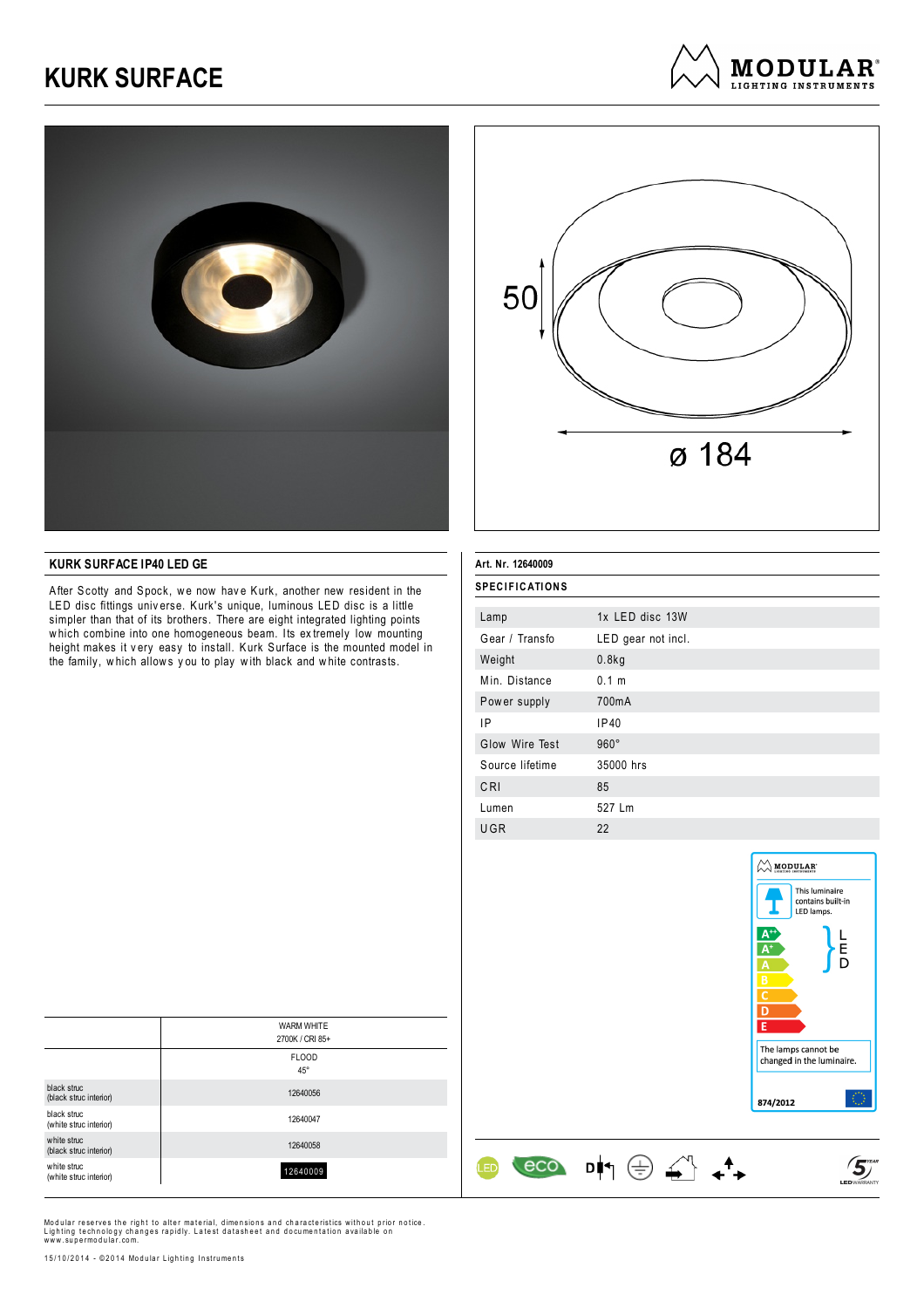# KURK SURFACE

MODULAR LIGHTING INSTRUMENTS

50

ø 184

## KURK SURFACE IP40 LED GE

After Scotty and Spock, we now have Kurk, another new resident in the LED disc fittings universe. Kurk's unique, luminous LED disc is a little simpler than that of its brothers. There are eight integrated lighting points which combine into one homogeneous beam. Its extremely low mounting height makes it very easy to install. Kurk Surface is the mounted model in the family, which allows you to play with black and white contrasts.

| | WARM WHITE 2700K / CRI 85+ |
|---|---|
| | FLOOD 45° |
| black struc (black struc interior) | 12640056 |
| black struc (white struc interior) | 12640047 |
| white struc (black struc interior) | 12640058 |
| white struc (white struc interior) | 12640009 |

**Art. Nr. 12640009**

### SPECIFICATIONS

| | |
|---|---|
| Lamp | 1x LED disc 13W |
| Gear / Transfo | LED gear not incl. |
| Weight | 0.8kg |
| Min. Distance | 0.1 m |
| Power supply | 700mA |
| IP | IP40 |
| Glow Wire Test | 960° |
| Source lifetime | 35000 hrs |
| CRI | 85 |
| Lumen | 527 Lm |
| UGR | 22 |

This luminaire contains built-in LED lamps.

A++ A+ A B C D E — LED

The lamps cannot be changed in the luminaire.

874/2012

Modular reserves the right to alter material, dimensions and characteristics without prior notice. Lighting technology changes rapidly. Latest datasheet and documentation available on www.supermodular.com.

15/10/2014 - ©2014 Modular Lighting Instruments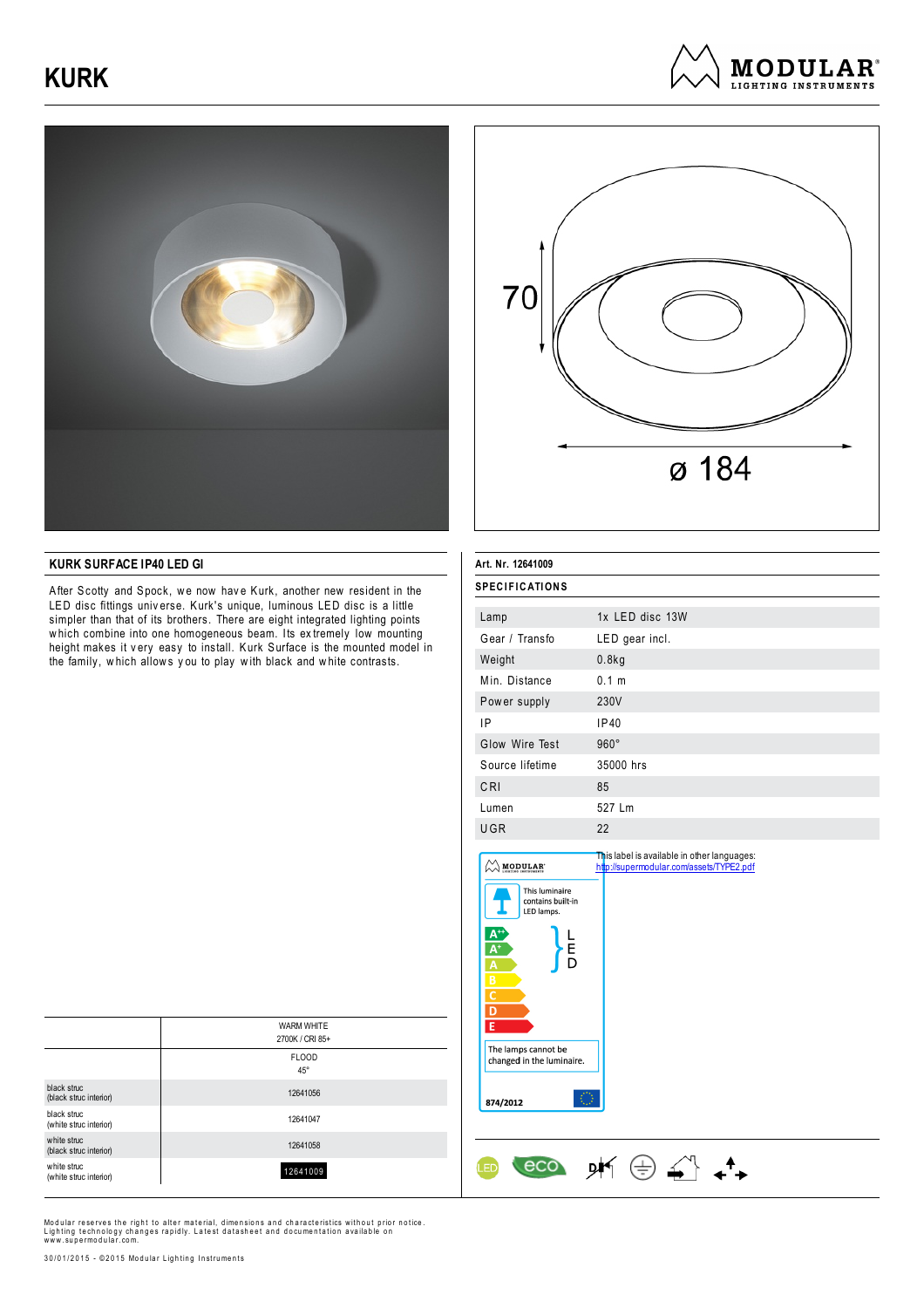# KURK

MODULAR
LIGHTING INSTRUMENTS

70

ø 184

## KURK SURFACE IP40 LED GI

After Scotty and Spock, we now have Kurk, another new resident in the LED disc fittings universe. Kurk's unique, luminous LED disc is a little simpler than that of its brothers. There are eight integrated lighting points which combine into one homogeneous beam. Its extremely low mounting height makes it very easy to install. Kurk Surface is the mounted model in the family, which allows you to play with black and white contrasts.

| | WARM WHITE 2700K / CRI 85+ |
|---|---|
| | FLOOD 45° |
| black struc (black struc interior) | 12641056 |
| black struc (white struc interior) | 12641047 |
| white struc (black struc interior) | 12641058 |
| white struc (white struc interior) | 12641009 |

**Art. Nr. 12641009**

### SPECIFICATIONS

| | |
|---|---|
| Lamp | 1x LED disc 13W |
| Gear / Transfo | LED gear incl. |
| Weight | 0.8kg |
| Min. Distance | 0.1 m |
| Power supply | 230V |
| IP | IP40 |
| Glow Wire Test | 960° |
| Source lifetime | 35000 hrs |
| CRI | 85 |
| Lumen | 527 Lm |
| UGR | 22 |

This label is available in other languages:
http://supermodular.com/assets/TYPE2.pdf

MODULAR

This luminaire contains built-in LED lamps.

A++
A+
A
B
C
D
E

LED

The lamps cannot be changed in the luminaire.

874/2012

Modular reserves the right to alter material, dimensions and characteristics without prior notice. Lighting technology changes rapidly. Latest datasheet and documentation available on www.supermodular.com.

30/01/2015 - ©2015 Modular Lighting Instruments